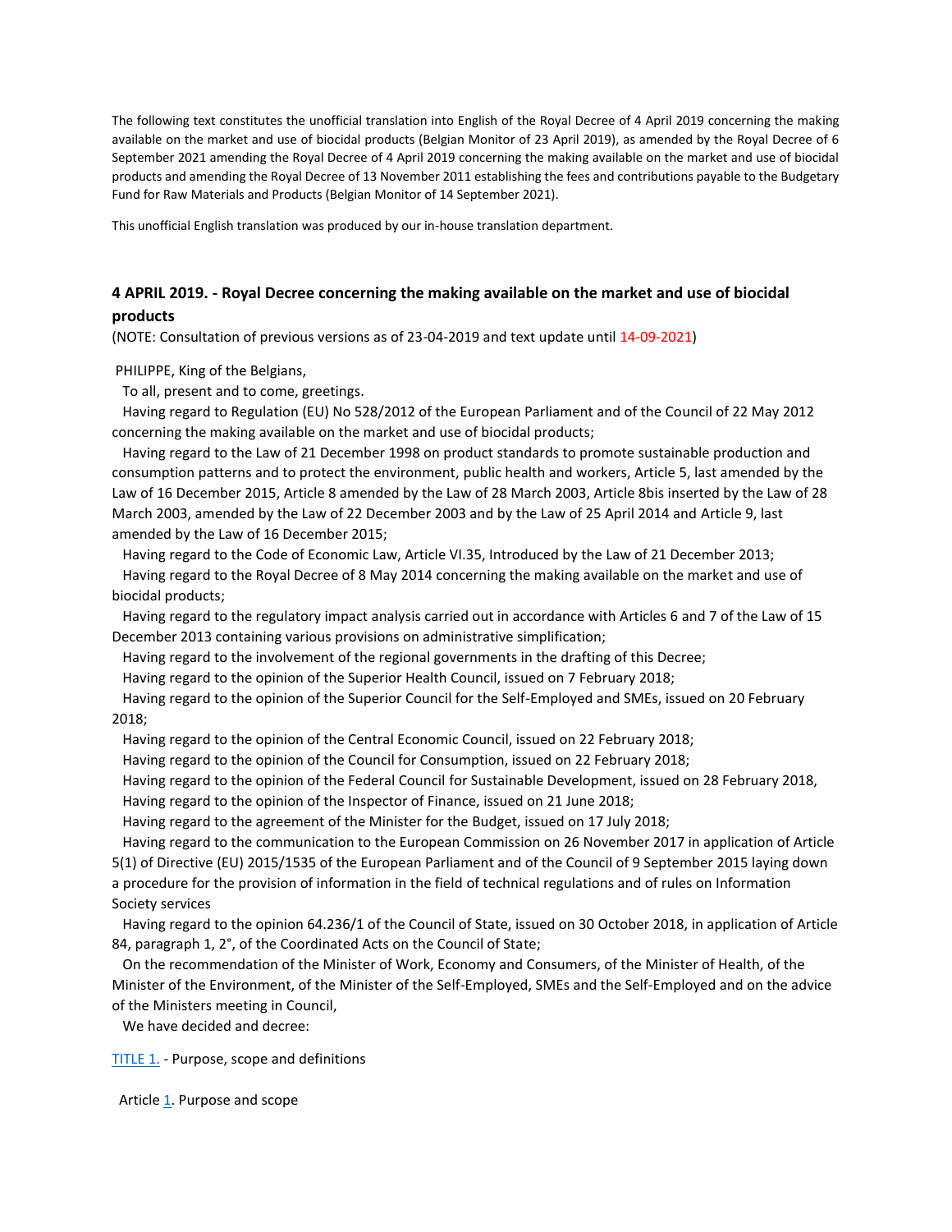The following text constitutes the unofficial translation into English of the Royal Decree of 4 April 2019 concerning the making available on the market and use of biocidal products (Belgian Monitor of 23 April 2019), as amended by the Royal Decree of 6 September 2021 amending the Royal Decree of 4 April 2019 concerning the making available on the market and use of biocidal products and amending the Royal Decree of 13 November 2011 establishing the fees and contributions payable to the Budgetary Fund for Raw Materials and Products (Belgian Monitor of 14 September 2021).

This unofficial English translation was produced by our in-house translation department.

## 4 APRIL 2019. - Royal Decree concerning the making available on the market and use of biocidal products

(NOTE: Consultation of previous versions as of 23-04-2019 and text update until 14-09-2021)

PHILIPPE, King of the Belgians,

To all, present and to come, greetings.

Having regard to Regulation (EU) No 528/2012 of the European Parliament and of the Council of 22 May 2012 concerning the making available on the market and use of biocidal products;

Having regard to the Law of 21 December 1998 on product standards to promote sustainable production and consumption patterns and to protect the environment, public health and workers, Article 5, last amended by the Law of 16 December 2015, Article 8 amended by the Law of 28 March 2003, Article 8bis inserted by the Law of 28 March 2003, amended by the Law of 22 December 2003 and by the Law of 25 April 2014 and Article 9, last amended by the Law of 16 December 2015;

Having regard to the Code of Economic Law, Article VI.35, Introduced by the Law of 21 December 2013;

Having regard to the Royal Decree of 8 May 2014 concerning the making available on the market and use of biocidal products;

Having regard to the regulatory impact analysis carried out in accordance with Articles 6 and 7 of the Law of 15 December 2013 containing various provisions on administrative simplification;

Having regard to the involvement of the regional governments in the drafting of this Decree;

Having regard to the opinion of the Superior Health Council, issued on 7 February 2018;

Having regard to the opinion of the Superior Council for the Self-Employed and SMEs, issued on 20 February 2018;

Having regard to the opinion of the Central Economic Council, issued on 22 February 2018;

Having regard to the opinion of the Council for Consumption, issued on 22 February 2018;

Having regard to the opinion of the Federal Council for Sustainable Development, issued on 28 February 2018,

Having regard to the opinion of the Inspector of Finance, issued on 21 June 2018;

Having regard to the agreement of the Minister for the Budget, issued on 17 July 2018;

Having regard to the communication to the European Commission on 26 November 2017 in application of Article 5(1) of Directive (EU) 2015/1535 of the European Parliament and of the Council of 9 September 2015 laying down a procedure for the provision of information in the field of technical regulations and of rules on Information Society services

Having regard to the opinion 64.236/1 of the Council of State, issued on 30 October 2018, in application of Article 84, paragraph 1, 2°, of the Coordinated Acts on the Council of State;

On the recommendation of the Minister of Work, Economy and Consumers, of the Minister of Health, of the Minister of the Environment, of the Minister of the Self-Employed, SMEs and the Self-Employed and on the advice of the Ministers meeting in Council,

We have decided and decree:

TITLE 1. - Purpose, scope and definitions

Article 1. Purpose and scope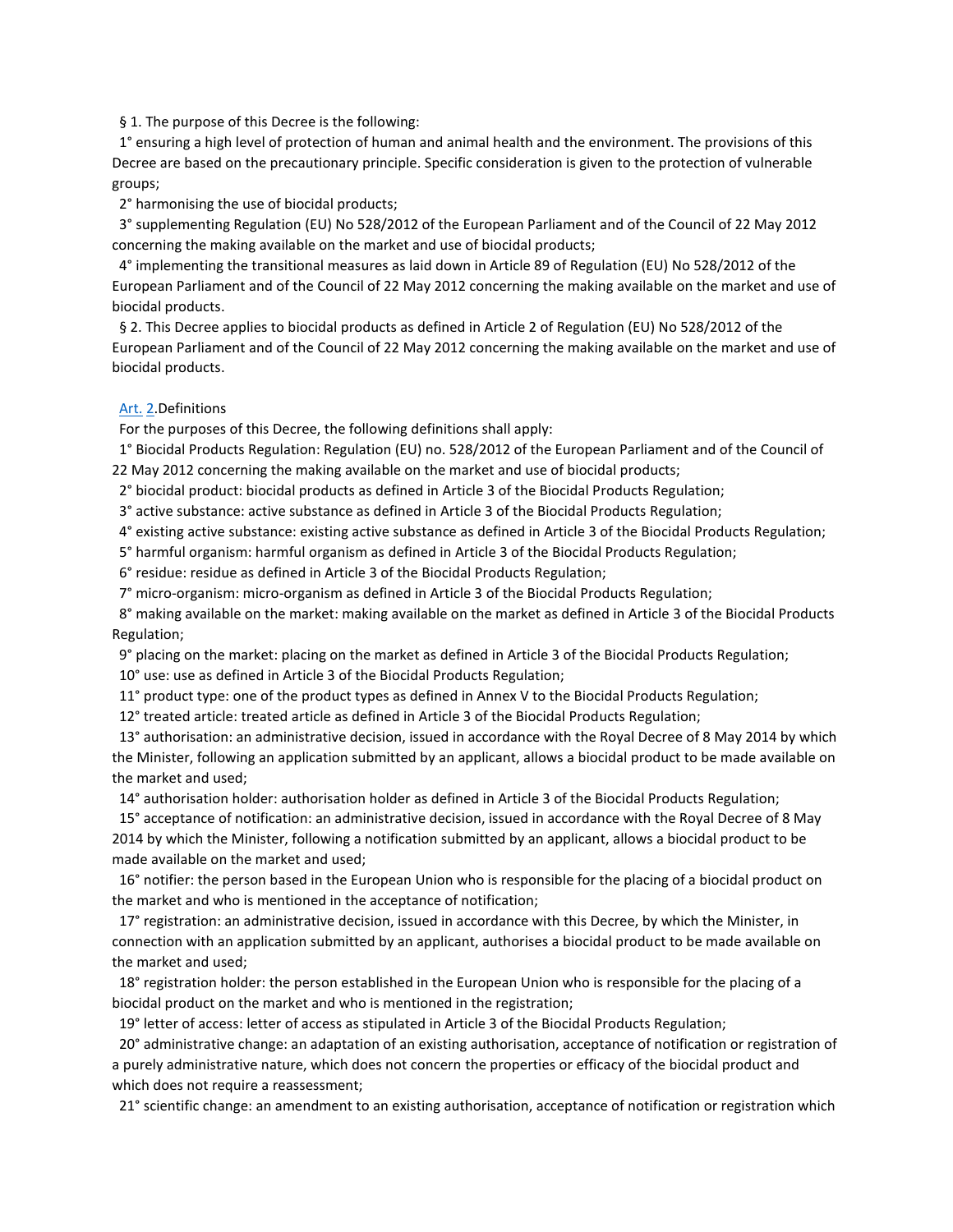§ 1. The purpose of this Decree is the following:

1° ensuring a high level of protection of human and animal health and the environment. The provisions of this Decree are based on the precautionary principle. Specific consideration is given to the protection of vulnerable groups;

2° harmonising the use of biocidal products;

3° supplementing Regulation (EU) No 528/2012 of the European Parliament and of the Council of 22 May 2012 concerning the making available on the market and use of biocidal products;

4° implementing the transitional measures as laid down in Article 89 of Regulation (EU) No 528/2012 of the European Parliament and of the Council of 22 May 2012 concerning the making available on the market and use of biocidal products.

§ 2. This Decree applies to biocidal products as defined in Article 2 of Regulation (EU) No 528/2012 of the European Parliament and of the Council of 22 May 2012 concerning the making available on the market and use of biocidal products.

Art. 2.Definitions

For the purposes of this Decree, the following definitions shall apply:

1° Biocidal Products Regulation: Regulation (EU) no. 528/2012 of the European Parliament and of the Council of 22 May 2012 concerning the making available on the market and use of biocidal products;

2° biocidal product: biocidal products as defined in Article 3 of the Biocidal Products Regulation;

3° active substance: active substance as defined in Article 3 of the Biocidal Products Regulation;

4° existing active substance: existing active substance as defined in Article 3 of the Biocidal Products Regulation;

5° harmful organism: harmful organism as defined in Article 3 of the Biocidal Products Regulation;

6° residue: residue as defined in Article 3 of the Biocidal Products Regulation;

7° micro-organism: micro-organism as defined in Article 3 of the Biocidal Products Regulation;

8° making available on the market: making available on the market as defined in Article 3 of the Biocidal Products Regulation;

9° placing on the market: placing on the market as defined in Article 3 of the Biocidal Products Regulation;

10° use: use as defined in Article 3 of the Biocidal Products Regulation;

11° product type: one of the product types as defined in Annex V to the Biocidal Products Regulation;

12° treated article: treated article as defined in Article 3 of the Biocidal Products Regulation;

13° authorisation: an administrative decision, issued in accordance with the Royal Decree of 8 May 2014 by which the Minister, following an application submitted by an applicant, allows a biocidal product to be made available on the market and used;

14° authorisation holder: authorisation holder as defined in Article 3 of the Biocidal Products Regulation;

15° acceptance of notification: an administrative decision, issued in accordance with the Royal Decree of 8 May 2014 by which the Minister, following a notification submitted by an applicant, allows a biocidal product to be made available on the market and used;

16° notifier: the person based in the European Union who is responsible for the placing of a biocidal product on the market and who is mentioned in the acceptance of notification;

17° registration: an administrative decision, issued in accordance with this Decree, by which the Minister, in connection with an application submitted by an applicant, authorises a biocidal product to be made available on the market and used;

18° registration holder: the person established in the European Union who is responsible for the placing of a biocidal product on the market and who is mentioned in the registration;

19° letter of access: letter of access as stipulated in Article 3 of the Biocidal Products Regulation;

20° administrative change: an adaptation of an existing authorisation, acceptance of notification or registration of a purely administrative nature, which does not concern the properties or efficacy of the biocidal product and which does not require a reassessment;

21° scientific change: an amendment to an existing authorisation, acceptance of notification or registration which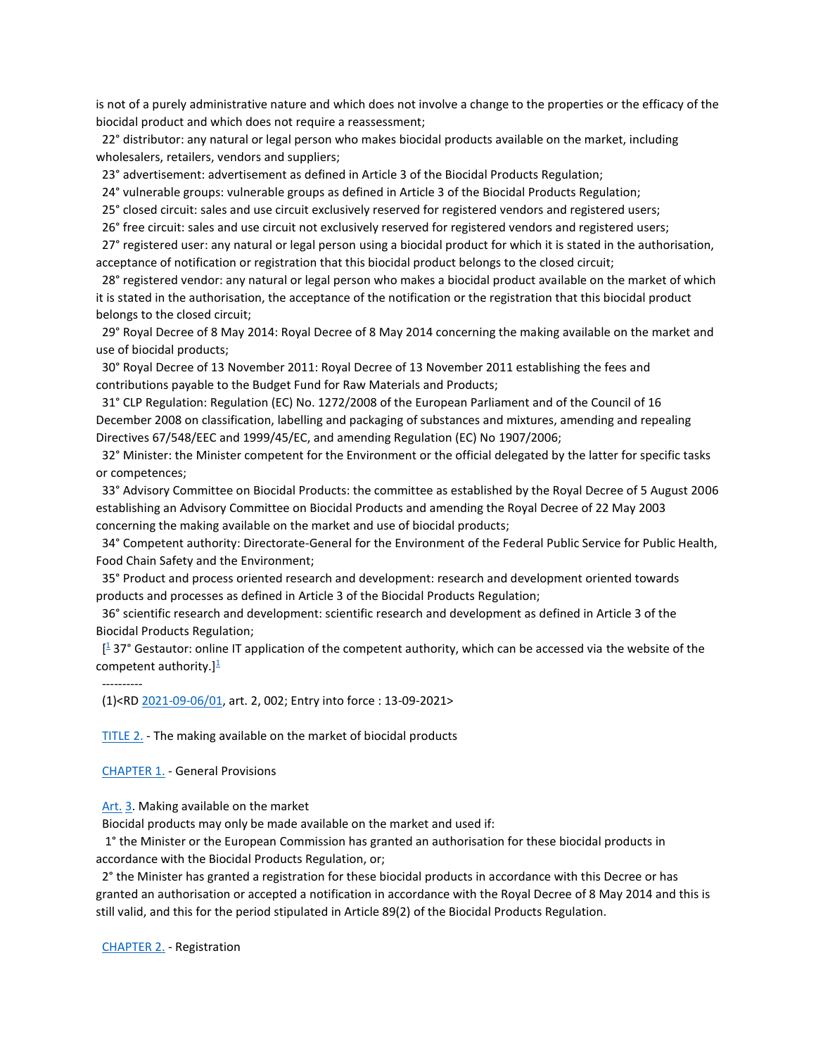is not of a purely administrative nature and which does not involve a change to the properties or the efficacy of the biocidal product and which does not require a reassessment;

22° distributor: any natural or legal person who makes biocidal products available on the market, including wholesalers, retailers, vendors and suppliers;

23° advertisement: advertisement as defined in Article 3 of the Biocidal Products Regulation;

24° vulnerable groups: vulnerable groups as defined in Article 3 of the Biocidal Products Regulation;

25° closed circuit: sales and use circuit exclusively reserved for registered vendors and registered users;

26° free circuit: sales and use circuit not exclusively reserved for registered vendors and registered users;

27° registered user: any natural or legal person using a biocidal product for which it is stated in the authorisation, acceptance of notification or registration that this biocidal product belongs to the closed circuit;

28° registered vendor: any natural or legal person who makes a biocidal product available on the market of which it is stated in the authorisation, the acceptance of the notification or the registration that this biocidal product belongs to the closed circuit;

29° Royal Decree of 8 May 2014: Royal Decree of 8 May 2014 concerning the making available on the market and use of biocidal products;

30° Royal Decree of 13 November 2011: Royal Decree of 13 November 2011 establishing the fees and contributions payable to the Budget Fund for Raw Materials and Products;

31° CLP Regulation: Regulation (EC) No. 1272/2008 of the European Parliament and of the Council of 16 December 2008 on classification, labelling and packaging of substances and mixtures, amending and repealing Directives 67/548/EEC and 1999/45/EC, and amending Regulation (EC) No 1907/2006;

32° Minister: the Minister competent for the Environment or the official delegated by the latter for specific tasks or competences;

33° Advisory Committee on Biocidal Products: the committee as established by the Royal Decree of 5 August 2006 establishing an Advisory Committee on Biocidal Products and amending the Royal Decree of 22 May 2003 concerning the making available on the market and use of biocidal products;

34° Competent authority: Directorate-General for the Environment of the Federal Public Service for Public Health, Food Chain Safety and the Environment;

35° Product and process oriented research and development: research and development oriented towards products and processes as defined in Article 3 of the Biocidal Products Regulation;

36° scientific research and development: scientific research and development as defined in Article 3 of the Biocidal Products Regulation;

[[1] 37° Gestautor: online IT application of the competent authority, which can be accessed via the website of the competent authority.][1]

----------

(1)<RD 2021-09-06/01, art. 2, 002; Entry into force : 13-09-2021>

## TITLE 2. - The making available on the market of biocidal products

### CHAPTER 1. - General Provisions

**Art. 3.** Making available on the market

Biocidal products may only be made available on the market and used if:

1° the Minister or the European Commission has granted an authorisation for these biocidal products in accordance with the Biocidal Products Regulation, or;

2° the Minister has granted a registration for these biocidal products in accordance with this Decree or has granted an authorisation or accepted a notification in accordance with the Royal Decree of 8 May 2014 and this is still valid, and this for the period stipulated in Article 89(2) of the Biocidal Products Regulation.

### CHAPTER 2. - Registration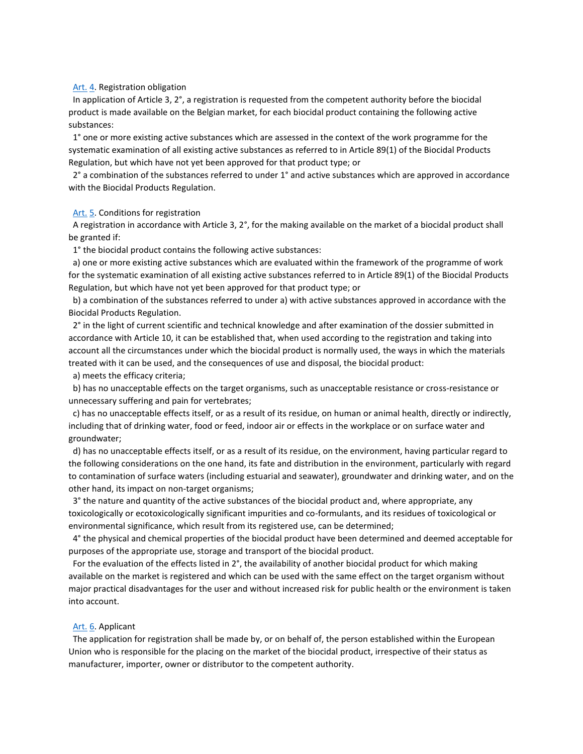Art. 4. Registration obligation

In application of Article 3, 2°, a registration is requested from the competent authority before the biocidal product is made available on the Belgian market, for each biocidal product containing the following active substances:

1° one or more existing active substances which are assessed in the context of the work programme for the systematic examination of all existing active substances as referred to in Article 89(1) of the Biocidal Products Regulation, but which have not yet been approved for that product type; or

2° a combination of the substances referred to under 1° and active substances which are approved in accordance with the Biocidal Products Regulation.

Art. 5. Conditions for registration

A registration in accordance with Article 3, 2°, for the making available on the market of a biocidal product shall be granted if:

1° the biocidal product contains the following active substances:

a) one or more existing active substances which are evaluated within the framework of the programme of work for the systematic examination of all existing active substances referred to in Article 89(1) of the Biocidal Products Regulation, but which have not yet been approved for that product type; or

b) a combination of the substances referred to under a) with active substances approved in accordance with the Biocidal Products Regulation.

2° in the light of current scientific and technical knowledge and after examination of the dossier submitted in accordance with Article 10, it can be established that, when used according to the registration and taking into account all the circumstances under which the biocidal product is normally used, the ways in which the materials treated with it can be used, and the consequences of use and disposal, the biocidal product:

a) meets the efficacy criteria;

b) has no unacceptable effects on the target organisms, such as unacceptable resistance or cross-resistance or unnecessary suffering and pain for vertebrates;

c) has no unacceptable effects itself, or as a result of its residue, on human or animal health, directly or indirectly, including that of drinking water, food or feed, indoor air or effects in the workplace or on surface water and groundwater;

d) has no unacceptable effects itself, or as a result of its residue, on the environment, having particular regard to the following considerations on the one hand, its fate and distribution in the environment, particularly with regard to contamination of surface waters (including estuarial and seawater), groundwater and drinking water, and on the other hand, its impact on non-target organisms;

3° the nature and quantity of the active substances of the biocidal product and, where appropriate, any toxicologically or ecotoxicologically significant impurities and co-formulants, and its residues of toxicological or environmental significance, which result from its registered use, can be determined;

4° the physical and chemical properties of the biocidal product have been determined and deemed acceptable for purposes of the appropriate use, storage and transport of the biocidal product.

For the evaluation of the effects listed in 2°, the availability of another biocidal product for which making available on the market is registered and which can be used with the same effect on the target organism without major practical disadvantages for the user and without increased risk for public health or the environment is taken into account.

Art. 6. Applicant

The application for registration shall be made by, or on behalf of, the person established within the European Union who is responsible for the placing on the market of the biocidal product, irrespective of their status as manufacturer, importer, owner or distributor to the competent authority.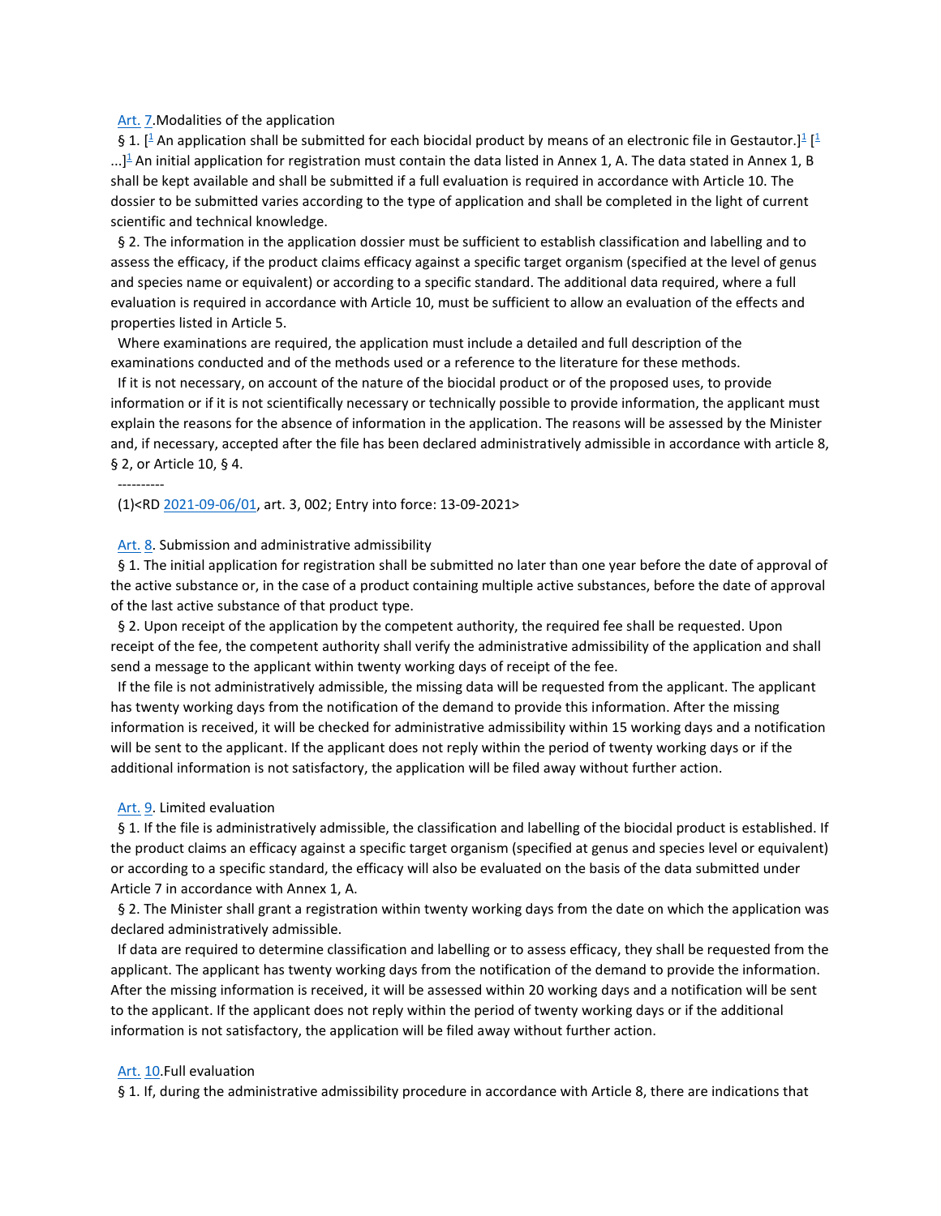Art. 7.Modalities of the application

§ 1. [1 An application shall be submitted for each biocidal product by means of an electronic file in Gestautor.]1 [1 ...]1 An initial application for registration must contain the data listed in Annex 1, A. The data stated in Annex 1, B shall be kept available and shall be submitted if a full evaluation is required in accordance with Article 10. The dossier to be submitted varies according to the type of application and shall be completed in the light of current scientific and technical knowledge.

§ 2. The information in the application dossier must be sufficient to establish classification and labelling and to assess the efficacy, if the product claims efficacy against a specific target organism (specified at the level of genus and species name or equivalent) or according to a specific standard. The additional data required, where a full evaluation is required in accordance with Article 10, must be sufficient to allow an evaluation of the effects and properties listed in Article 5.

Where examinations are required, the application must include a detailed and full description of the examinations conducted and of the methods used or a reference to the literature for these methods.

If it is not necessary, on account of the nature of the biocidal product or of the proposed uses, to provide information or if it is not scientifically necessary or technically possible to provide information, the applicant must explain the reasons for the absence of information in the application. The reasons will be assessed by the Minister and, if necessary, accepted after the file has been declared administratively admissible in accordance with article 8, § 2, or Article 10, § 4.

----------

(1)<RD 2021-09-06/01, art. 3, 002; Entry into force: 13-09-2021>

Art. 8. Submission and administrative admissibility

§ 1. The initial application for registration shall be submitted no later than one year before the date of approval of the active substance or, in the case of a product containing multiple active substances, before the date of approval of the last active substance of that product type.

§ 2. Upon receipt of the application by the competent authority, the required fee shall be requested. Upon receipt of the fee, the competent authority shall verify the administrative admissibility of the application and shall send a message to the applicant within twenty working days of receipt of the fee.

If the file is not administratively admissible, the missing data will be requested from the applicant. The applicant has twenty working days from the notification of the demand to provide this information. After the missing information is received, it will be checked for administrative admissibility within 15 working days and a notification will be sent to the applicant. If the applicant does not reply within the period of twenty working days or if the additional information is not satisfactory, the application will be filed away without further action.

Art. 9. Limited evaluation

§ 1. If the file is administratively admissible, the classification and labelling of the biocidal product is established. If the product claims an efficacy against a specific target organism (specified at genus and species level or equivalent) or according to a specific standard, the efficacy will also be evaluated on the basis of the data submitted under Article 7 in accordance with Annex 1, A.

§ 2. The Minister shall grant a registration within twenty working days from the date on which the application was declared administratively admissible.

If data are required to determine classification and labelling or to assess efficacy, they shall be requested from the applicant. The applicant has twenty working days from the notification of the demand to provide the information. After the missing information is received, it will be assessed within 20 working days and a notification will be sent to the applicant. If the applicant does not reply within the period of twenty working days or if the additional information is not satisfactory, the application will be filed away without further action.

Art. 10.Full evaluation

§ 1. If, during the administrative admissibility procedure in accordance with Article 8, there are indications that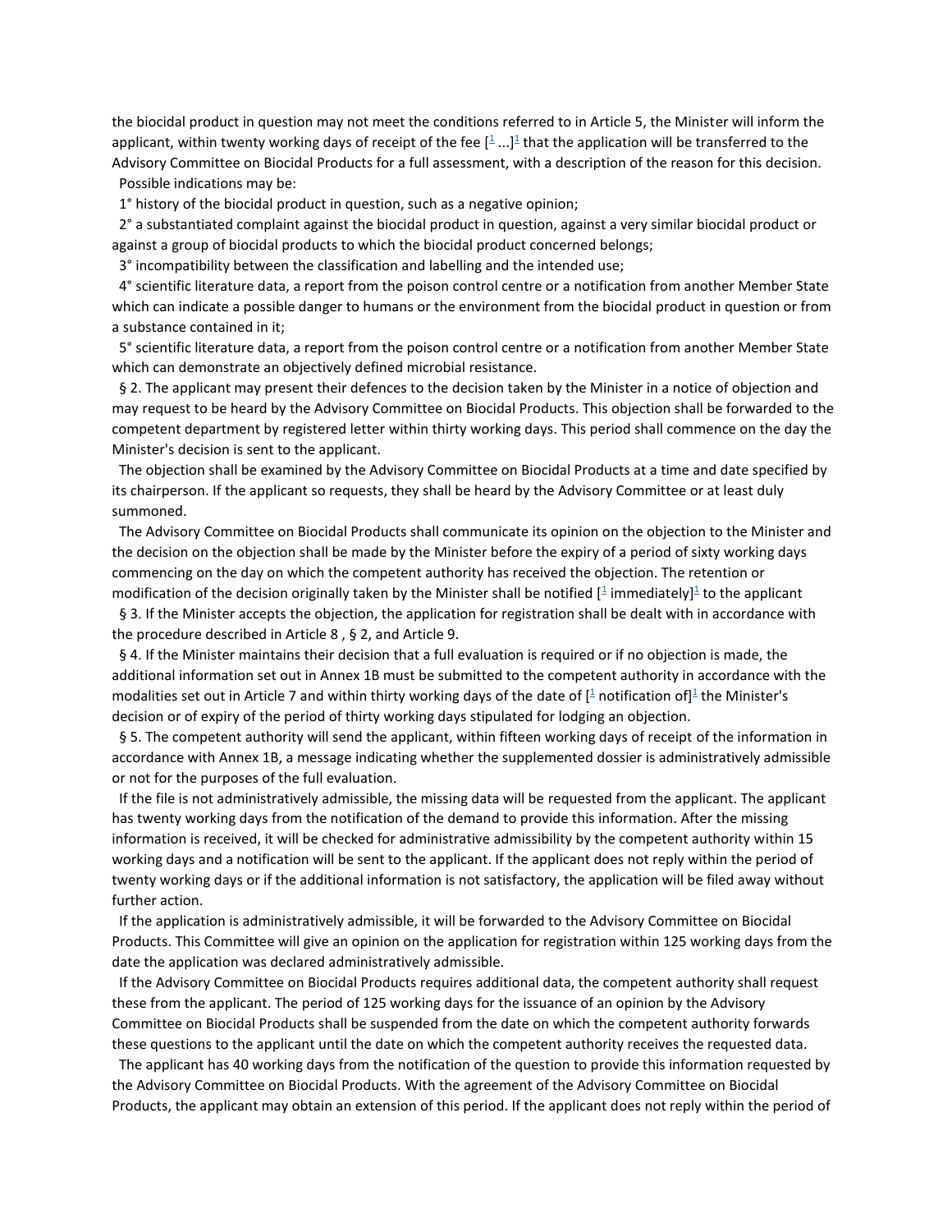the biocidal product in question may not meet the conditions referred to in Article 5, the Minister will inform the applicant, within twenty working days of receipt of the fee [[1] ...][1] that the application will be transferred to the Advisory Committee on Biocidal Products for a full assessment, with a description of the reason for this decision.

Possible indications may be:

1° history of the biocidal product in question, such as a negative opinion;

2° a substantiated complaint against the biocidal product in question, against a very similar biocidal product or against a group of biocidal products to which the biocidal product concerned belongs;

3° incompatibility between the classification and labelling and the intended use;

4° scientific literature data, a report from the poison control centre or a notification from another Member State which can indicate a possible danger to humans or the environment from the biocidal product in question or from a substance contained in it;

5° scientific literature data, a report from the poison control centre or a notification from another Member State which can demonstrate an objectively defined microbial resistance.

§ 2. The applicant may present their defences to the decision taken by the Minister in a notice of objection and may request to be heard by the Advisory Committee on Biocidal Products. This objection shall be forwarded to the competent department by registered letter within thirty working days. This period shall commence on the day the Minister's decision is sent to the applicant.

The objection shall be examined by the Advisory Committee on Biocidal Products at a time and date specified by its chairperson. If the applicant so requests, they shall be heard by the Advisory Committee or at least duly summoned.

The Advisory Committee on Biocidal Products shall communicate its opinion on the objection to the Minister and the decision on the objection shall be made by the Minister before the expiry of a period of sixty working days commencing on the day on which the competent authority has received the objection. The retention or modification of the decision originally taken by the Minister shall be notified [[1] immediately][1] to the applicant

§ 3. If the Minister accepts the objection, the application for registration shall be dealt with in accordance with the procedure described in Article 8 , § 2, and Article 9.

§ 4. If the Minister maintains their decision that a full evaluation is required or if no objection is made, the additional information set out in Annex 1B must be submitted to the competent authority in accordance with the modalities set out in Article 7 and within thirty working days of the date of [[1] notification of][1] the Minister's decision or of expiry of the period of thirty working days stipulated for lodging an objection.

§ 5. The competent authority will send the applicant, within fifteen working days of receipt of the information in accordance with Annex 1B, a message indicating whether the supplemented dossier is administratively admissible or not for the purposes of the full evaluation.

If the file is not administratively admissible, the missing data will be requested from the applicant. The applicant has twenty working days from the notification of the demand to provide this information. After the missing information is received, it will be checked for administrative admissibility by the competent authority within 15 working days and a notification will be sent to the applicant. If the applicant does not reply within the period of twenty working days or if the additional information is not satisfactory, the application will be filed away without further action.

If the application is administratively admissible, it will be forwarded to the Advisory Committee on Biocidal Products. This Committee will give an opinion on the application for registration within 125 working days from the date the application was declared administratively admissible.

If the Advisory Committee on Biocidal Products requires additional data, the competent authority shall request these from the applicant. The period of 125 working days for the issuance of an opinion by the Advisory Committee on Biocidal Products shall be suspended from the date on which the competent authority forwards these questions to the applicant until the date on which the competent authority receives the requested data.

The applicant has 40 working days from the notification of the question to provide this information requested by the Advisory Committee on Biocidal Products. With the agreement of the Advisory Committee on Biocidal Products, the applicant may obtain an extension of this period. If the applicant does not reply within the period of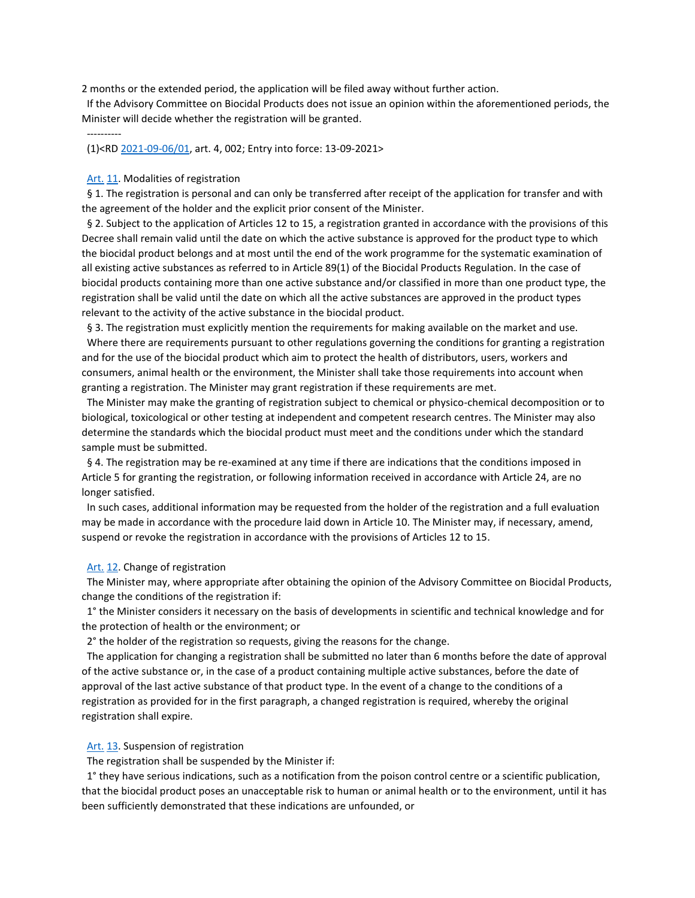2 months or the extended period, the application will be filed away without further action.

If the Advisory Committee on Biocidal Products does not issue an opinion within the aforementioned periods, the Minister will decide whether the registration will be granted.

----------

(1)<RD 2021-09-06/01, art. 4, 002; Entry into force: 13-09-2021>

Art. 11. Modalities of registration

§ 1. The registration is personal and can only be transferred after receipt of the application for transfer and with the agreement of the holder and the explicit prior consent of the Minister.

§ 2. Subject to the application of Articles 12 to 15, a registration granted in accordance with the provisions of this Decree shall remain valid until the date on which the active substance is approved for the product type to which the biocidal product belongs and at most until the end of the work programme for the systematic examination of all existing active substances as referred to in Article 89(1) of the Biocidal Products Regulation. In the case of biocidal products containing more than one active substance and/or classified in more than one product type, the registration shall be valid until the date on which all the active substances are approved in the product types relevant to the activity of the active substance in the biocidal product.

§ 3. The registration must explicitly mention the requirements for making available on the market and use.

Where there are requirements pursuant to other regulations governing the conditions for granting a registration and for the use of the biocidal product which aim to protect the health of distributors, users, workers and consumers, animal health or the environment, the Minister shall take those requirements into account when granting a registration. The Minister may grant registration if these requirements are met.

The Minister may make the granting of registration subject to chemical or physico-chemical decomposition or to biological, toxicological or other testing at independent and competent research centres. The Minister may also determine the standards which the biocidal product must meet and the conditions under which the standard sample must be submitted.

§ 4. The registration may be re-examined at any time if there are indications that the conditions imposed in Article 5 for granting the registration, or following information received in accordance with Article 24, are no longer satisfied.

In such cases, additional information may be requested from the holder of the registration and a full evaluation may be made in accordance with the procedure laid down in Article 10. The Minister may, if necessary, amend, suspend or revoke the registration in accordance with the provisions of Articles 12 to 15.

Art. 12. Change of registration

The Minister may, where appropriate after obtaining the opinion of the Advisory Committee on Biocidal Products, change the conditions of the registration if:

1° the Minister considers it necessary on the basis of developments in scientific and technical knowledge and for the protection of health or the environment; or

2° the holder of the registration so requests, giving the reasons for the change.

The application for changing a registration shall be submitted no later than 6 months before the date of approval of the active substance or, in the case of a product containing multiple active substances, before the date of approval of the last active substance of that product type. In the event of a change to the conditions of a registration as provided for in the first paragraph, a changed registration is required, whereby the original registration shall expire.

Art. 13. Suspension of registration

The registration shall be suspended by the Minister if:

1° they have serious indications, such as a notification from the poison control centre or a scientific publication, that the biocidal product poses an unacceptable risk to human or animal health or to the environment, until it has been sufficiently demonstrated that these indications are unfounded, or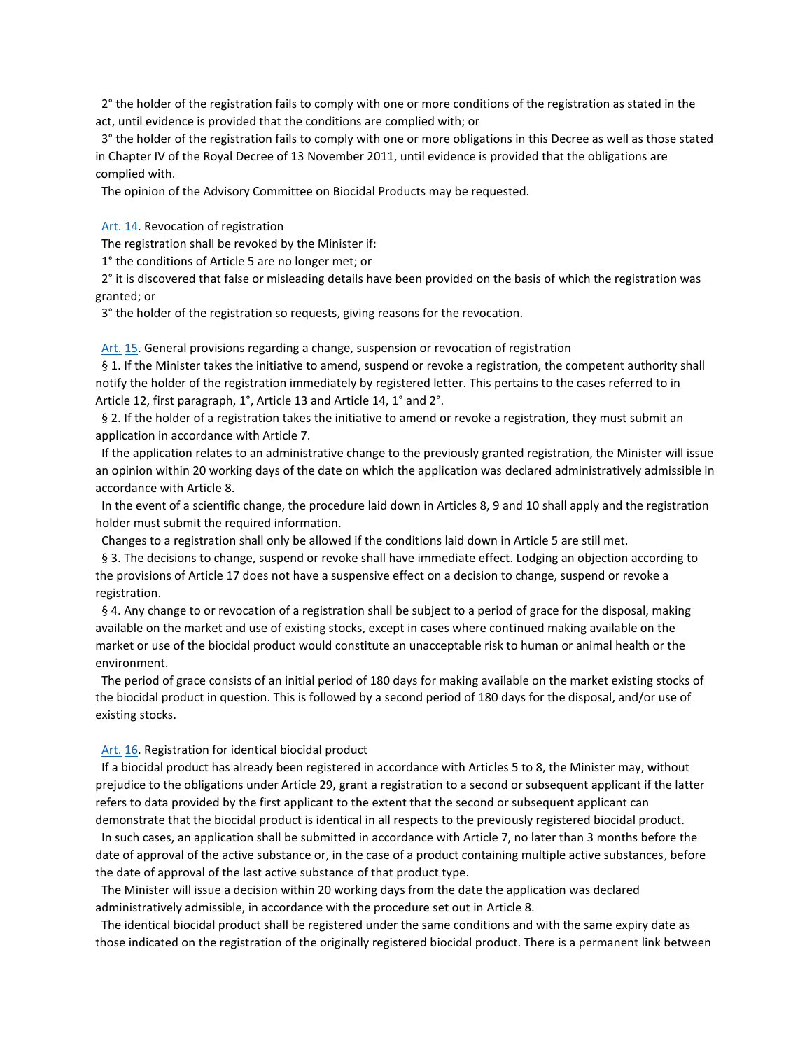2° the holder of the registration fails to comply with one or more conditions of the registration as stated in the act, until evidence is provided that the conditions are complied with; or

3° the holder of the registration fails to comply with one or more obligations in this Decree as well as those stated in Chapter IV of the Royal Decree of 13 November 2011, until evidence is provided that the obligations are complied with.

The opinion of the Advisory Committee on Biocidal Products may be requested.

Art. 14. Revocation of registration

The registration shall be revoked by the Minister if:

1° the conditions of Article 5 are no longer met; or

2° it is discovered that false or misleading details have been provided on the basis of which the registration was granted; or

3° the holder of the registration so requests, giving reasons for the revocation.

Art. 15. General provisions regarding a change, suspension or revocation of registration

§ 1. If the Minister takes the initiative to amend, suspend or revoke a registration, the competent authority shall notify the holder of the registration immediately by registered letter. This pertains to the cases referred to in Article 12, first paragraph, 1°, Article 13 and Article 14, 1° and 2°.

§ 2. If the holder of a registration takes the initiative to amend or revoke a registration, they must submit an application in accordance with Article 7.

If the application relates to an administrative change to the previously granted registration, the Minister will issue an opinion within 20 working days of the date on which the application was declared administratively admissible in accordance with Article 8.

In the event of a scientific change, the procedure laid down in Articles 8, 9 and 10 shall apply and the registration holder must submit the required information.

Changes to a registration shall only be allowed if the conditions laid down in Article 5 are still met.

§ 3. The decisions to change, suspend or revoke shall have immediate effect. Lodging an objection according to the provisions of Article 17 does not have a suspensive effect on a decision to change, suspend or revoke a registration.

§ 4. Any change to or revocation of a registration shall be subject to a period of grace for the disposal, making available on the market and use of existing stocks, except in cases where continued making available on the market or use of the biocidal product would constitute an unacceptable risk to human or animal health or the environment.

The period of grace consists of an initial period of 180 days for making available on the market existing stocks of the biocidal product in question. This is followed by a second period of 180 days for the disposal, and/or use of existing stocks.

Art. 16. Registration for identical biocidal product

If a biocidal product has already been registered in accordance with Articles 5 to 8, the Minister may, without prejudice to the obligations under Article 29, grant a registration to a second or subsequent applicant if the latter refers to data provided by the first applicant to the extent that the second or subsequent applicant can demonstrate that the biocidal product is identical in all respects to the previously registered biocidal product.

In such cases, an application shall be submitted in accordance with Article 7, no later than 3 months before the date of approval of the active substance or, in the case of a product containing multiple active substances, before the date of approval of the last active substance of that product type.

The Minister will issue a decision within 20 working days from the date the application was declared administratively admissible, in accordance with the procedure set out in Article 8.

The identical biocidal product shall be registered under the same conditions and with the same expiry date as those indicated on the registration of the originally registered biocidal product. There is a permanent link between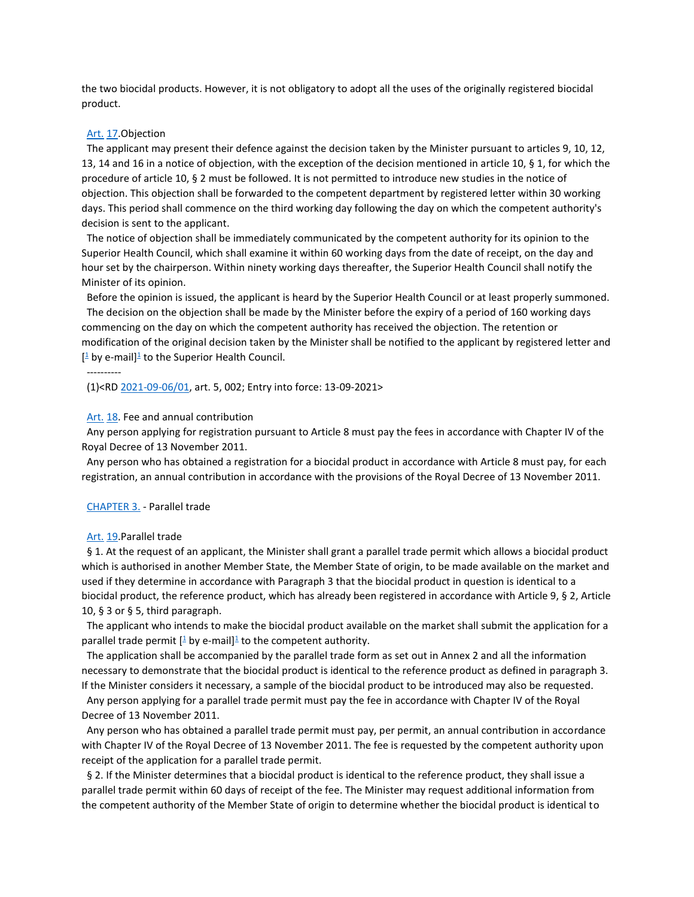the two biocidal products. However, it is not obligatory to adopt all the uses of the originally registered biocidal product.

Art. 17.Objection

The applicant may present their defence against the decision taken by the Minister pursuant to articles 9, 10, 12, 13, 14 and 16 in a notice of objection, with the exception of the decision mentioned in article 10, § 1, for which the procedure of article 10, § 2 must be followed. It is not permitted to introduce new studies in the notice of objection. This objection shall be forwarded to the competent department by registered letter within 30 working days. This period shall commence on the third working day following the day on which the competent authority's decision is sent to the applicant.

The notice of objection shall be immediately communicated by the competent authority for its opinion to the Superior Health Council, which shall examine it within 60 working days from the date of receipt, on the day and hour set by the chairperson. Within ninety working days thereafter, the Superior Health Council shall notify the Minister of its opinion.

Before the opinion is issued, the applicant is heard by the Superior Health Council or at least properly summoned.

The decision on the objection shall be made by the Minister before the expiry of a period of 160 working days commencing on the day on which the competent authority has received the objection. The retention or modification of the original decision taken by the Minister shall be notified to the applicant by registered letter and [[1] by e-mail][1] to the Superior Health Council.

----------

(1)<RD 2021-09-06/01, art. 5, 002; Entry into force: 13-09-2021>

Art. 18. Fee and annual contribution

Any person applying for registration pursuant to Article 8 must pay the fees in accordance with Chapter IV of the Royal Decree of 13 November 2011.

Any person who has obtained a registration for a biocidal product in accordance with Article 8 must pay, for each registration, an annual contribution in accordance with the provisions of the Royal Decree of 13 November 2011.

CHAPTER 3. - Parallel trade

Art. 19.Parallel trade

§ 1. At the request of an applicant, the Minister shall grant a parallel trade permit which allows a biocidal product which is authorised in another Member State, the Member State of origin, to be made available on the market and used if they determine in accordance with Paragraph 3 that the biocidal product in question is identical to a biocidal product, the reference product, which has already been registered in accordance with Article 9, § 2, Article 10, § 3 or § 5, third paragraph.

The applicant who intends to make the biocidal product available on the market shall submit the application for a parallel trade permit [[1] by e-mail][1] to the competent authority.

The application shall be accompanied by the parallel trade form as set out in Annex 2 and all the information necessary to demonstrate that the biocidal product is identical to the reference product as defined in paragraph 3. If the Minister considers it necessary, a sample of the biocidal product to be introduced may also be requested.

Any person applying for a parallel trade permit must pay the fee in accordance with Chapter IV of the Royal Decree of 13 November 2011.

Any person who has obtained a parallel trade permit must pay, per permit, an annual contribution in accordance with Chapter IV of the Royal Decree of 13 November 2011. The fee is requested by the competent authority upon receipt of the application for a parallel trade permit.

§ 2. If the Minister determines that a biocidal product is identical to the reference product, they shall issue a parallel trade permit within 60 days of receipt of the fee. The Minister may request additional information from the competent authority of the Member State of origin to determine whether the biocidal product is identical to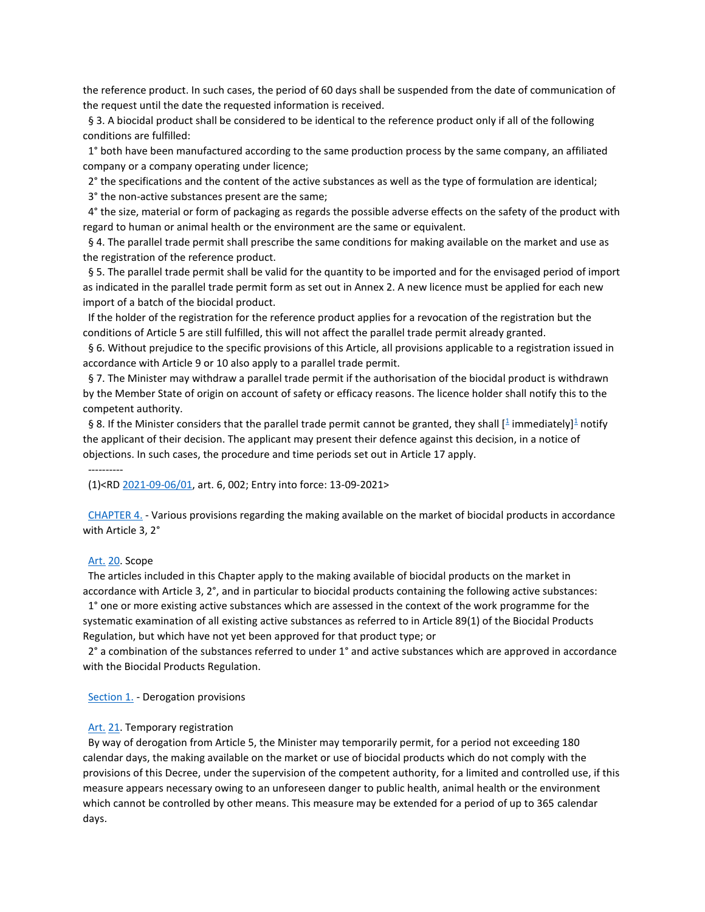the reference product. In such cases, the period of 60 days shall be suspended from the date of communication of the request until the date the requested information is received.

§ 3. A biocidal product shall be considered to be identical to the reference product only if all of the following conditions are fulfilled:

1° both have been manufactured according to the same production process by the same company, an affiliated company or a company operating under licence;

2° the specifications and the content of the active substances as well as the type of formulation are identical;

3° the non-active substances present are the same;

4° the size, material or form of packaging as regards the possible adverse effects on the safety of the product with regard to human or animal health or the environment are the same or equivalent.

§ 4. The parallel trade permit shall prescribe the same conditions for making available on the market and use as the registration of the reference product.

§ 5. The parallel trade permit shall be valid for the quantity to be imported and for the envisaged period of import as indicated in the parallel trade permit form as set out in Annex 2. A new licence must be applied for each new import of a batch of the biocidal product.

If the holder of the registration for the reference product applies for a revocation of the registration but the conditions of Article 5 are still fulfilled, this will not affect the parallel trade permit already granted.

§ 6. Without prejudice to the specific provisions of this Article, all provisions applicable to a registration issued in accordance with Article 9 or 10 also apply to a parallel trade permit.

§ 7. The Minister may withdraw a parallel trade permit if the authorisation of the biocidal product is withdrawn by the Member State of origin on account of safety or efficacy reasons. The licence holder shall notify this to the competent authority.

§ 8. If the Minister considers that the parallel trade permit cannot be granted, they shall [[1] immediately][1] notify the applicant of their decision. The applicant may present their defence against this decision, in a notice of objections. In such cases, the procedure and time periods set out in Article 17 apply.

----------

(1)<RD 2021-09-06/01, art. 6, 002; Entry into force: 13-09-2021>

## CHAPTER 4. - Various provisions regarding the making available on the market of biocidal products in accordance with Article 3, 2°

### Art. 20. Scope

The articles included in this Chapter apply to the making available of biocidal products on the market in accordance with Article 3, 2°, and in particular to biocidal products containing the following active substances:

1° one or more existing active substances which are assessed in the context of the work programme for the systematic examination of all existing active substances as referred to in Article 89(1) of the Biocidal Products Regulation, but which have not yet been approved for that product type; or

2° a combination of the substances referred to under 1° and active substances which are approved in accordance with the Biocidal Products Regulation.

### Section 1. - Derogation provisions

### Art. 21. Temporary registration

By way of derogation from Article 5, the Minister may temporarily permit, for a period not exceeding 180 calendar days, the making available on the market or use of biocidal products which do not comply with the provisions of this Decree, under the supervision of the competent authority, for a limited and controlled use, if this measure appears necessary owing to an unforeseen danger to public health, animal health or the environment which cannot be controlled by other means. This measure may be extended for a period of up to 365 calendar days.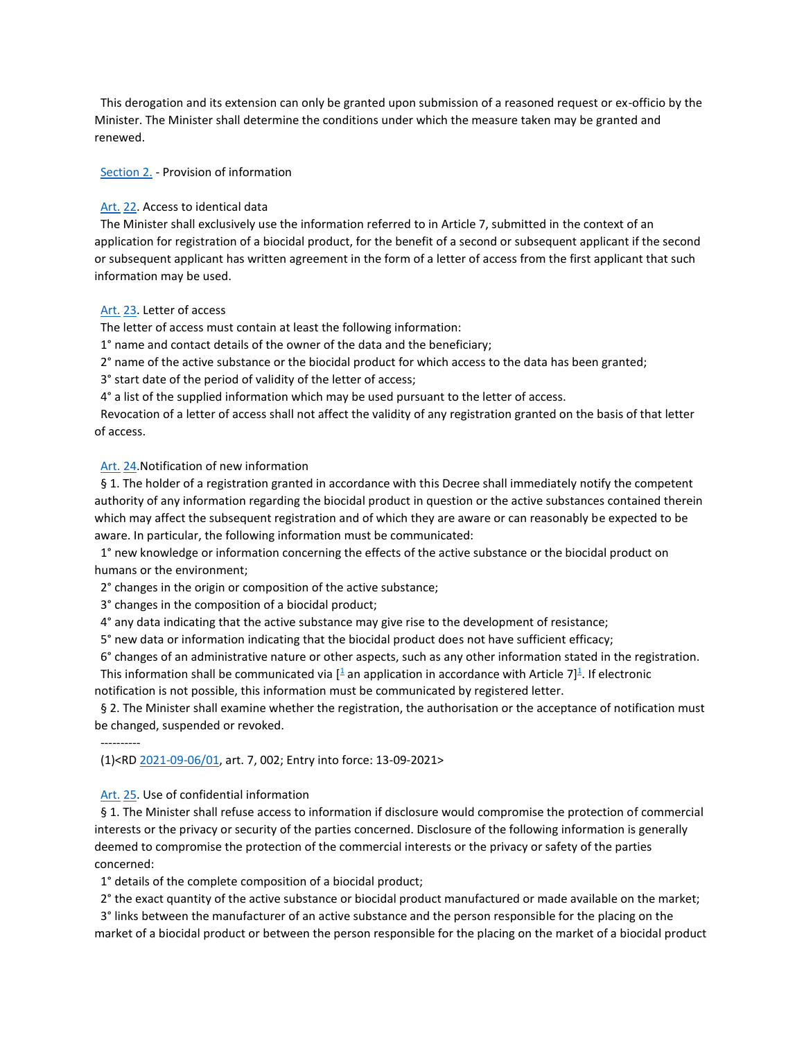This derogation and its extension can only be granted upon submission of a reasoned request or ex-officio by the Minister. The Minister shall determine the conditions under which the measure taken may be granted and renewed.

Section 2. - Provision of information

Art. 22. Access to identical data

The Minister shall exclusively use the information referred to in Article 7, submitted in the context of an application for registration of a biocidal product, for the benefit of a second or subsequent applicant if the second or subsequent applicant has written agreement in the form of a letter of access from the first applicant that such information may be used.

Art. 23. Letter of access

The letter of access must contain at least the following information:

1° name and contact details of the owner of the data and the beneficiary;

2° name of the active substance or the biocidal product for which access to the data has been granted;

3° start date of the period of validity of the letter of access;

4° a list of the supplied information which may be used pursuant to the letter of access.

Revocation of a letter of access shall not affect the validity of any registration granted on the basis of that letter of access.

Art. 24.Notification of new information

§ 1. The holder of a registration granted in accordance with this Decree shall immediately notify the competent authority of any information regarding the biocidal product in question or the active substances contained therein which may affect the subsequent registration and of which they are aware or can reasonably be expected to be aware. In particular, the following information must be communicated:

1° new knowledge or information concerning the effects of the active substance or the biocidal product on humans or the environment;

2° changes in the origin or composition of the active substance;

3° changes in the composition of a biocidal product;

4° any data indicating that the active substance may give rise to the development of resistance;

5° new data or information indicating that the biocidal product does not have sufficient efficacy;

6° changes of an administrative nature or other aspects, such as any other information stated in the registration.

This information shall be communicated via [1 an application in accordance with Article 7]1. If electronic notification is not possible, this information must be communicated by registered letter.

§ 2. The Minister shall examine whether the registration, the authorisation or the acceptance of notification must be changed, suspended or revoked.

----------

(1)<RD 2021-09-06/01, art. 7, 002; Entry into force: 13-09-2021>

Art. 25. Use of confidential information

§ 1. The Minister shall refuse access to information if disclosure would compromise the protection of commercial interests or the privacy or security of the parties concerned. Disclosure of the following information is generally deemed to compromise the protection of the commercial interests or the privacy or safety of the parties concerned:

1° details of the complete composition of a biocidal product;

2° the exact quantity of the active substance or biocidal product manufactured or made available on the market;

3° links between the manufacturer of an active substance and the person responsible for the placing on the market of a biocidal product or between the person responsible for the placing on the market of a biocidal product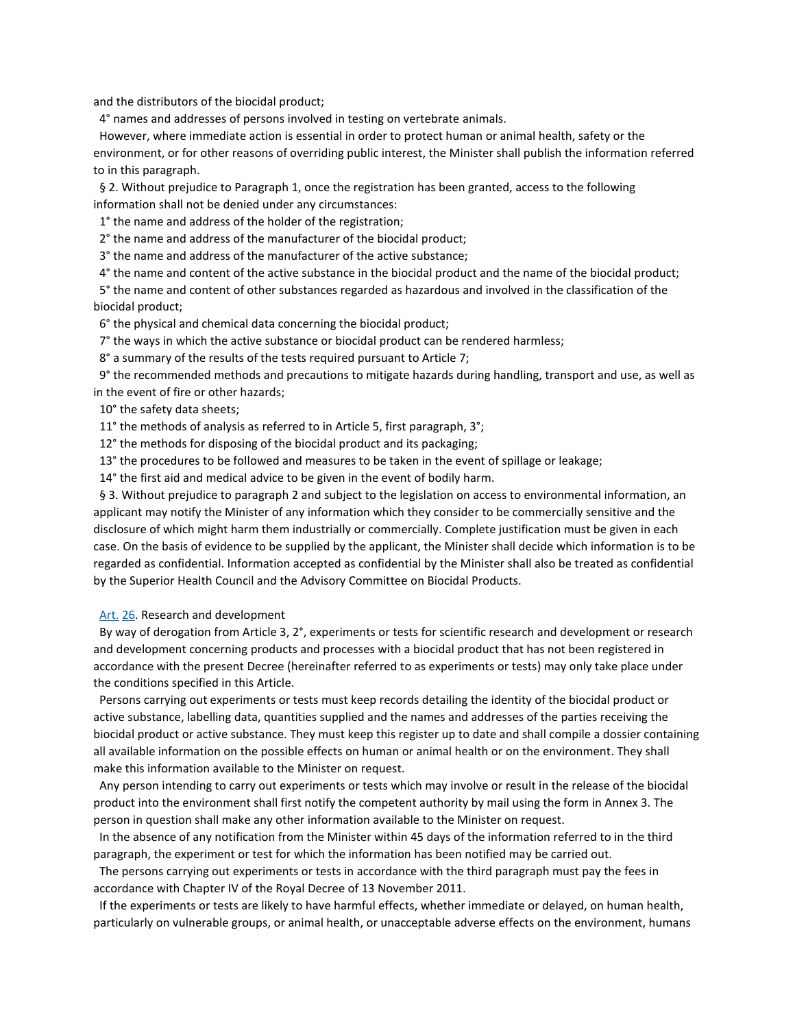and the distributors of the biocidal product;

4° names and addresses of persons involved in testing on vertebrate animals.

However, where immediate action is essential in order to protect human or animal health, safety or the environment, or for other reasons of overriding public interest, the Minister shall publish the information referred to in this paragraph.

§ 2. Without prejudice to Paragraph 1, once the registration has been granted, access to the following information shall not be denied under any circumstances:

1° the name and address of the holder of the registration;

2° the name and address of the manufacturer of the biocidal product;

3° the name and address of the manufacturer of the active substance;

4° the name and content of the active substance in the biocidal product and the name of the biocidal product;

5° the name and content of other substances regarded as hazardous and involved in the classification of the biocidal product;

6° the physical and chemical data concerning the biocidal product;

7° the ways in which the active substance or biocidal product can be rendered harmless;

8° a summary of the results of the tests required pursuant to Article 7;

9° the recommended methods and precautions to mitigate hazards during handling, transport and use, as well as in the event of fire or other hazards;

10° the safety data sheets;

11° the methods of analysis as referred to in Article 5, first paragraph, 3°;

12° the methods for disposing of the biocidal product and its packaging;

13° the procedures to be followed and measures to be taken in the event of spillage or leakage;

14° the first aid and medical advice to be given in the event of bodily harm.

§ 3. Without prejudice to paragraph 2 and subject to the legislation on access to environmental information, an applicant may notify the Minister of any information which they consider to be commercially sensitive and the disclosure of which might harm them industrially or commercially. Complete justification must be given in each case. On the basis of evidence to be supplied by the applicant, the Minister shall decide which information is to be regarded as confidential. Information accepted as confidential by the Minister shall also be treated as confidential by the Superior Health Council and the Advisory Committee on Biocidal Products.

Art. 26. Research and development

By way of derogation from Article 3, 2°, experiments or tests for scientific research and development or research and development concerning products and processes with a biocidal product that has not been registered in accordance with the present Decree (hereinafter referred to as experiments or tests) may only take place under the conditions specified in this Article.

Persons carrying out experiments or tests must keep records detailing the identity of the biocidal product or active substance, labelling data, quantities supplied and the names and addresses of the parties receiving the biocidal product or active substance. They must keep this register up to date and shall compile a dossier containing all available information on the possible effects on human or animal health or on the environment. They shall make this information available to the Minister on request.

Any person intending to carry out experiments or tests which may involve or result in the release of the biocidal product into the environment shall first notify the competent authority by mail using the form in Annex 3. The person in question shall make any other information available to the Minister on request.

In the absence of any notification from the Minister within 45 days of the information referred to in the third paragraph, the experiment or test for which the information has been notified may be carried out.

The persons carrying out experiments or tests in accordance with the third paragraph must pay the fees in accordance with Chapter IV of the Royal Decree of 13 November 2011.

If the experiments or tests are likely to have harmful effects, whether immediate or delayed, on human health, particularly on vulnerable groups, or animal health, or unacceptable adverse effects on the environment, humans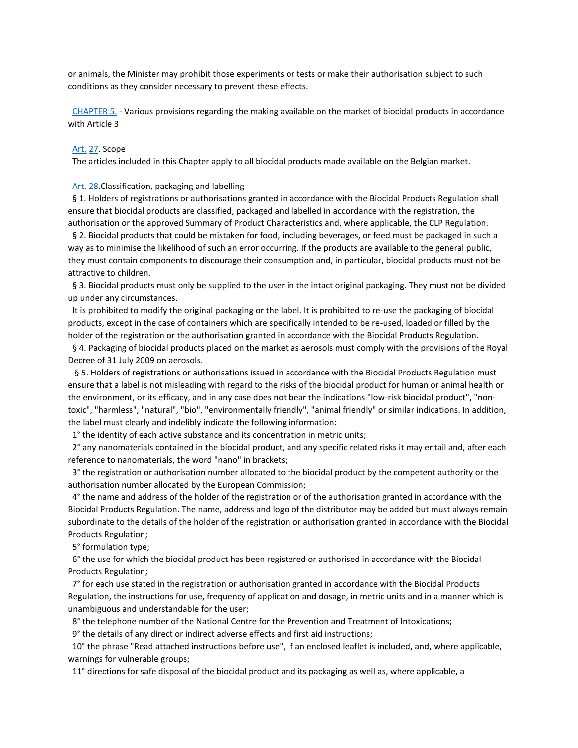or animals, the Minister may prohibit those experiments or tests or make their authorisation subject to such conditions as they consider necessary to prevent these effects.

CHAPTER 5. - Various provisions regarding the making available on the market of biocidal products in accordance with Article 3

Art. 27. Scope

The articles included in this Chapter apply to all biocidal products made available on the Belgian market.

Art. 28.Classification, packaging and labelling

§ 1. Holders of registrations or authorisations granted in accordance with the Biocidal Products Regulation shall ensure that biocidal products are classified, packaged and labelled in accordance with the registration, the authorisation or the approved Summary of Product Characteristics and, where applicable, the CLP Regulation.

§ 2. Biocidal products that could be mistaken for food, including beverages, or feed must be packaged in such a way as to minimise the likelihood of such an error occurring. If the products are available to the general public, they must contain components to discourage their consumption and, in particular, biocidal products must not be attractive to children.

§ 3. Biocidal products must only be supplied to the user in the intact original packaging. They must not be divided up under any circumstances.

It is prohibited to modify the original packaging or the label. It is prohibited to re-use the packaging of biocidal products, except in the case of containers which are specifically intended to be re-used, loaded or filled by the holder of the registration or the authorisation granted in accordance with the Biocidal Products Regulation.

§ 4. Packaging of biocidal products placed on the market as aerosols must comply with the provisions of the Royal Decree of 31 July 2009 on aerosols.

§ 5. Holders of registrations or authorisations issued in accordance with the Biocidal Products Regulation must ensure that a label is not misleading with regard to the risks of the biocidal product for human or animal health or the environment, or its efficacy, and in any case does not bear the indications "low-risk biocidal product", "non-toxic", "harmless", "natural", "bio", "environmentally friendly", "animal friendly" or similar indications. In addition, the label must clearly and indelibly indicate the following information:

1° the identity of each active substance and its concentration in metric units;

2° any nanomaterials contained in the biocidal product, and any specific related risks it may entail and, after each reference to nanomaterials, the word "nano" in brackets;

3° the registration or authorisation number allocated to the biocidal product by the competent authority or the authorisation number allocated by the European Commission;

4° the name and address of the holder of the registration or of the authorisation granted in accordance with the Biocidal Products Regulation. The name, address and logo of the distributor may be added but must always remain subordinate to the details of the holder of the registration or authorisation granted in accordance with the Biocidal Products Regulation;

5° formulation type;

6° the use for which the biocidal product has been registered or authorised in accordance with the Biocidal Products Regulation;

7° for each use stated in the registration or authorisation granted in accordance with the Biocidal Products Regulation, the instructions for use, frequency of application and dosage, in metric units and in a manner which is unambiguous and understandable for the user;

8° the telephone number of the National Centre for the Prevention and Treatment of Intoxications;

9° the details of any direct or indirect adverse effects and first aid instructions;

10° the phrase "Read attached instructions before use", if an enclosed leaflet is included, and, where applicable, warnings for vulnerable groups;

11° directions for safe disposal of the biocidal product and its packaging as well as, where applicable, a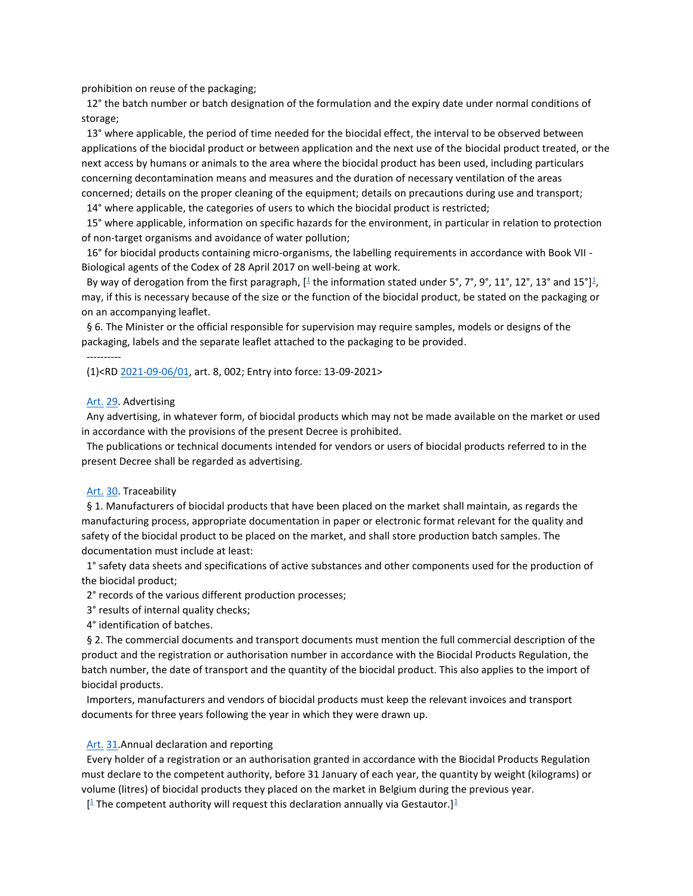prohibition on reuse of the packaging;

12° the batch number or batch designation of the formulation and the expiry date under normal conditions of storage;

13° where applicable, the period of time needed for the biocidal effect, the interval to be observed between applications of the biocidal product or between application and the next use of the biocidal product treated, or the next access by humans or animals to the area where the biocidal product has been used, including particulars concerning decontamination means and measures and the duration of necessary ventilation of the areas concerned; details on the proper cleaning of the equipment; details on precautions during use and transport;

14° where applicable, the categories of users to which the biocidal product is restricted;

15° where applicable, information on specific hazards for the environment, in particular in relation to protection of non-target organisms and avoidance of water pollution;

16° for biocidal products containing micro-organisms, the labelling requirements in accordance with Book VII - Biological agents of the Codex of 28 April 2017 on well-being at work.

By way of derogation from the first paragraph, [[1] the information stated under 5°, 7°, 9°, 11°, 12°, 13° and 15°][1], may, if this is necessary because of the size or the function of the biocidal product, be stated on the packaging or on an accompanying leaflet.

§ 6. The Minister or the official responsible for supervision may require samples, models or designs of the packaging, labels and the separate leaflet attached to the packaging to be provided.

----------

(1)<RD 2021-09-06/01, art. 8, 002; Entry into force: 13-09-2021>

Art. 29. Advertising

Any advertising, in whatever form, of biocidal products which may not be made available on the market or used in accordance with the provisions of the present Decree is prohibited.

The publications or technical documents intended for vendors or users of biocidal products referred to in the present Decree shall be regarded as advertising.

Art. 30. Traceability

§ 1. Manufacturers of biocidal products that have been placed on the market shall maintain, as regards the manufacturing process, appropriate documentation in paper or electronic format relevant for the quality and safety of the biocidal product to be placed on the market, and shall store production batch samples. The documentation must include at least:

1° safety data sheets and specifications of active substances and other components used for the production of the biocidal product;

2° records of the various different production processes;

3° results of internal quality checks;

4° identification of batches.

§ 2. The commercial documents and transport documents must mention the full commercial description of the product and the registration or authorisation number in accordance with the Biocidal Products Regulation, the batch number, the date of transport and the quantity of the biocidal product. This also applies to the import of biocidal products.

Importers, manufacturers and vendors of biocidal products must keep the relevant invoices and transport documents for three years following the year in which they were drawn up.

Art. 31.Annual declaration and reporting

Every holder of a registration or an authorisation granted in accordance with the Biocidal Products Regulation must declare to the competent authority, before 31 January of each year, the quantity by weight (kilograms) or volume (litres) of biocidal products they placed on the market in Belgium during the previous year.

[[1] The competent authority will request this declaration annually via Gestautor.][1]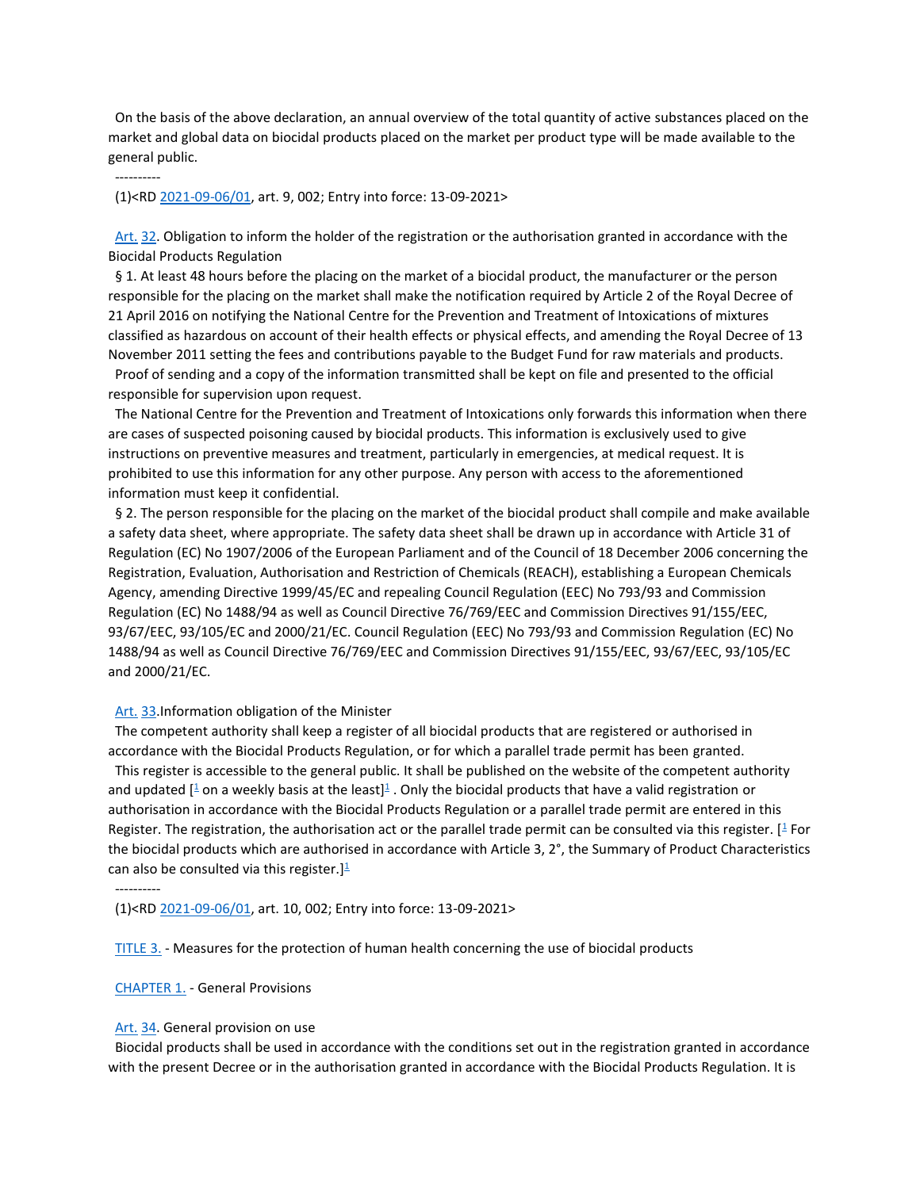On the basis of the above declaration, an annual overview of the total quantity of active substances placed on the market and global data on biocidal products placed on the market per product type will be made available to the general public.

----------

(1)<RD 2021-09-06/01, art. 9, 002; Entry into force: 13-09-2021>

Art. 32. Obligation to inform the holder of the registration or the authorisation granted in accordance with the Biocidal Products Regulation

§ 1. At least 48 hours before the placing on the market of a biocidal product, the manufacturer or the person responsible for the placing on the market shall make the notification required by Article 2 of the Royal Decree of 21 April 2016 on notifying the National Centre for the Prevention and Treatment of Intoxications of mixtures classified as hazardous on account of their health effects or physical effects, and amending the Royal Decree of 13 November 2011 setting the fees and contributions payable to the Budget Fund for raw materials and products.

Proof of sending and a copy of the information transmitted shall be kept on file and presented to the official responsible for supervision upon request.

The National Centre for the Prevention and Treatment of Intoxications only forwards this information when there are cases of suspected poisoning caused by biocidal products. This information is exclusively used to give instructions on preventive measures and treatment, particularly in emergencies, at medical request. It is prohibited to use this information for any other purpose. Any person with access to the aforementioned information must keep it confidential.

§ 2. The person responsible for the placing on the market of the biocidal product shall compile and make available a safety data sheet, where appropriate. The safety data sheet shall be drawn up in accordance with Article 31 of Regulation (EC) No 1907/2006 of the European Parliament and of the Council of 18 December 2006 concerning the Registration, Evaluation, Authorisation and Restriction of Chemicals (REACH), establishing a European Chemicals Agency, amending Directive 1999/45/EC and repealing Council Regulation (EEC) No 793/93 and Commission Regulation (EC) No 1488/94 as well as Council Directive 76/769/EEC and Commission Directives 91/155/EEC, 93/67/EEC, 93/105/EC and 2000/21/EC. Council Regulation (EEC) No 793/93 and Commission Regulation (EC) No 1488/94 as well as Council Directive 76/769/EEC and Commission Directives 91/155/EEC, 93/67/EEC, 93/105/EC and 2000/21/EC.

Art. 33.Information obligation of the Minister

The competent authority shall keep a register of all biocidal products that are registered or authorised in accordance with the Biocidal Products Regulation, or for which a parallel trade permit has been granted.

This register is accessible to the general public. It shall be published on the website of the competent authority and updated [1 on a weekly basis at the least]1 . Only the biocidal products that have a valid registration or authorisation in accordance with the Biocidal Products Regulation or a parallel trade permit are entered in this Register. The registration, the authorisation act or the parallel trade permit can be consulted via this register. [1 For the biocidal products which are authorised in accordance with Article 3, 2°, the Summary of Product Characteristics can also be consulted via this register.]1

----------

(1)<RD 2021-09-06/01, art. 10, 002; Entry into force: 13-09-2021>

TITLE 3. - Measures for the protection of human health concerning the use of biocidal products

CHAPTER 1. - General Provisions

Art. 34. General provision on use

Biocidal products shall be used in accordance with the conditions set out in the registration granted in accordance with the present Decree or in the authorisation granted in accordance with the Biocidal Products Regulation. It is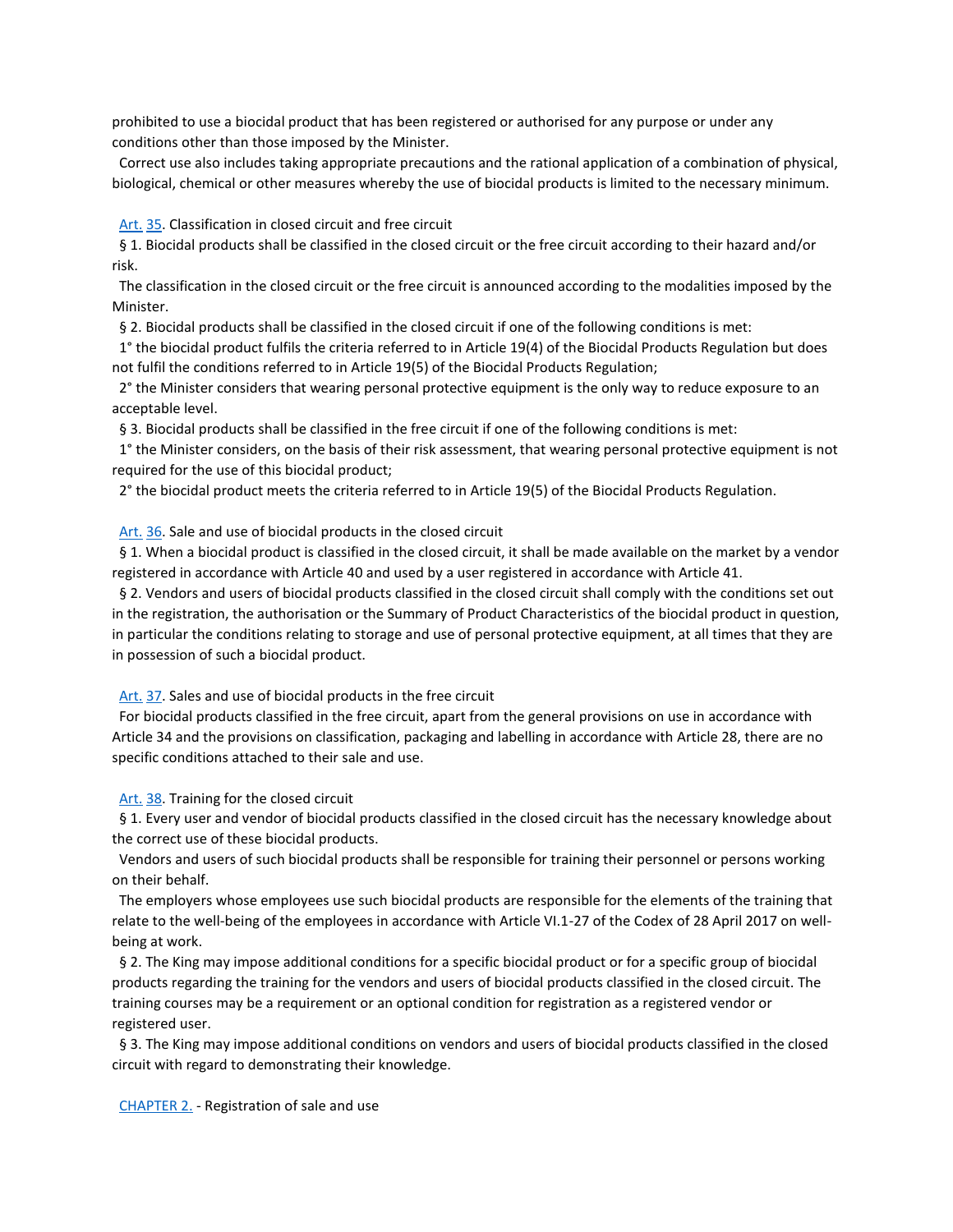prohibited to use a biocidal product that has been registered or authorised for any purpose or under any conditions other than those imposed by the Minister.

Correct use also includes taking appropriate precautions and the rational application of a combination of physical, biological, chemical or other measures whereby the use of biocidal products is limited to the necessary minimum.

Art. 35. Classification in closed circuit and free circuit

§ 1. Biocidal products shall be classified in the closed circuit or the free circuit according to their hazard and/or risk.

The classification in the closed circuit or the free circuit is announced according to the modalities imposed by the Minister.

§ 2. Biocidal products shall be classified in the closed circuit if one of the following conditions is met:

1° the biocidal product fulfils the criteria referred to in Article 19(4) of the Biocidal Products Regulation but does not fulfil the conditions referred to in Article 19(5) of the Biocidal Products Regulation;

2° the Minister considers that wearing personal protective equipment is the only way to reduce exposure to an acceptable level.

§ 3. Biocidal products shall be classified in the free circuit if one of the following conditions is met:

1° the Minister considers, on the basis of their risk assessment, that wearing personal protective equipment is not required for the use of this biocidal product;

2° the biocidal product meets the criteria referred to in Article 19(5) of the Biocidal Products Regulation.

Art. 36. Sale and use of biocidal products in the closed circuit

§ 1. When a biocidal product is classified in the closed circuit, it shall be made available on the market by a vendor registered in accordance with Article 40 and used by a user registered in accordance with Article 41.

§ 2. Vendors and users of biocidal products classified in the closed circuit shall comply with the conditions set out in the registration, the authorisation or the Summary of Product Characteristics of the biocidal product in question, in particular the conditions relating to storage and use of personal protective equipment, at all times that they are in possession of such a biocidal product.

Art. 37. Sales and use of biocidal products in the free circuit

For biocidal products classified in the free circuit, apart from the general provisions on use in accordance with Article 34 and the provisions on classification, packaging and labelling in accordance with Article 28, there are no specific conditions attached to their sale and use.

Art. 38. Training for the closed circuit

§ 1. Every user and vendor of biocidal products classified in the closed circuit has the necessary knowledge about the correct use of these biocidal products.

Vendors and users of such biocidal products shall be responsible for training their personnel or persons working on their behalf.

The employers whose employees use such biocidal products are responsible for the elements of the training that relate to the well-being of the employees in accordance with Article VI.1-27 of the Codex of 28 April 2017 on well-being at work.

§ 2. The King may impose additional conditions for a specific biocidal product or for a specific group of biocidal products regarding the training for the vendors and users of biocidal products classified in the closed circuit. The training courses may be a requirement or an optional condition for registration as a registered vendor or registered user.

§ 3. The King may impose additional conditions on vendors and users of biocidal products classified in the closed circuit with regard to demonstrating their knowledge.

CHAPTER 2. - Registration of sale and use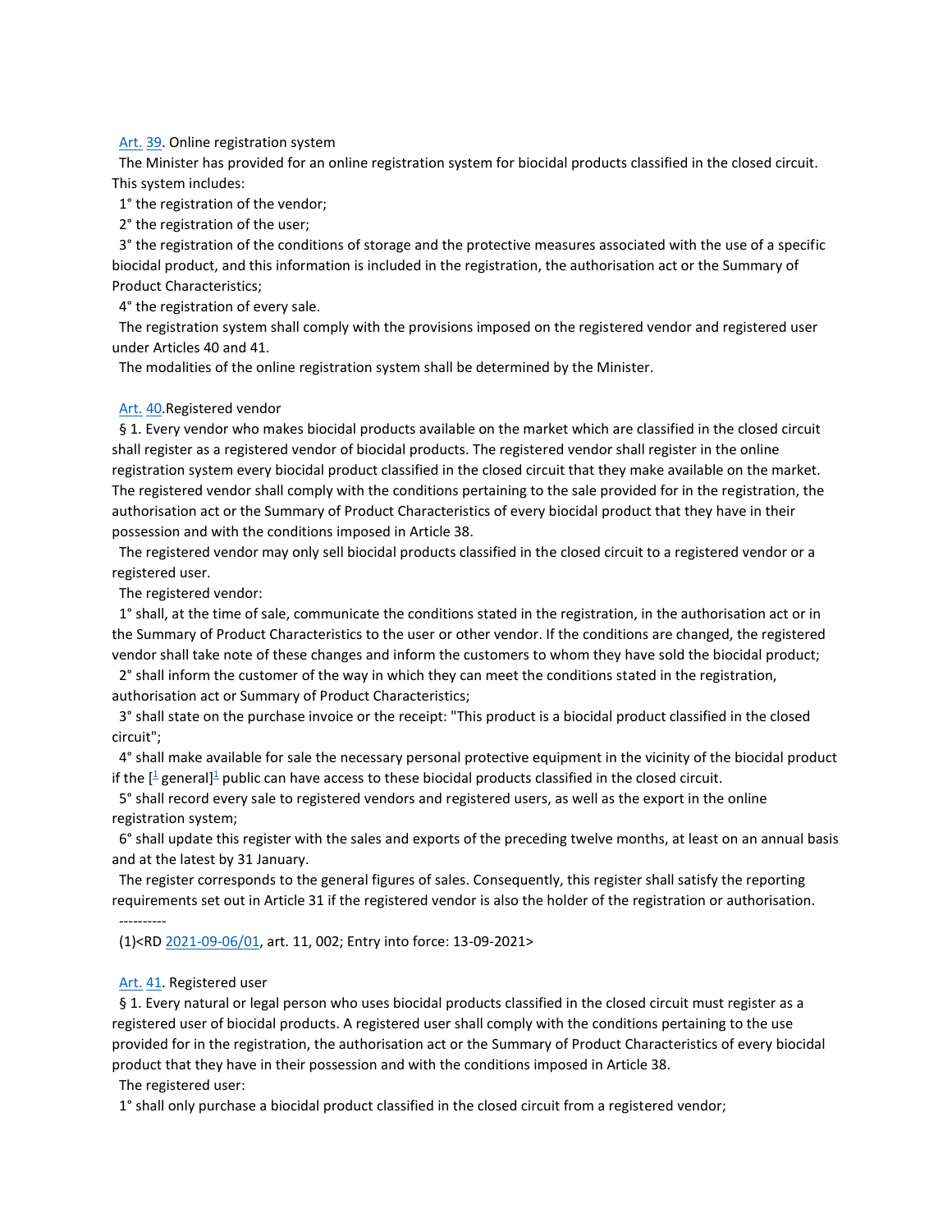Art. 39. Online registration system

The Minister has provided for an online registration system for biocidal products classified in the closed circuit. This system includes:

1° the registration of the vendor;

2° the registration of the user;

3° the registration of the conditions of storage and the protective measures associated with the use of a specific biocidal product, and this information is included in the registration, the authorisation act or the Summary of Product Characteristics;

4° the registration of every sale.

The registration system shall comply with the provisions imposed on the registered vendor and registered user under Articles 40 and 41.

The modalities of the online registration system shall be determined by the Minister.

Art. 40.Registered vendor

§ 1. Every vendor who makes biocidal products available on the market which are classified in the closed circuit shall register as a registered vendor of biocidal products. The registered vendor shall register in the online registration system every biocidal product classified in the closed circuit that they make available on the market. The registered vendor shall comply with the conditions pertaining to the sale provided for in the registration, the authorisation act or the Summary of Product Characteristics of every biocidal product that they have in their possession and with the conditions imposed in Article 38.

The registered vendor may only sell biocidal products classified in the closed circuit to a registered vendor or a registered user.

The registered vendor:

1° shall, at the time of sale, communicate the conditions stated in the registration, in the authorisation act or in the Summary of Product Characteristics to the user or other vendor. If the conditions are changed, the registered vendor shall take note of these changes and inform the customers to whom they have sold the biocidal product;

2° shall inform the customer of the way in which they can meet the conditions stated in the registration, authorisation act or Summary of Product Characteristics;

3° shall state on the purchase invoice or the receipt: "This product is a biocidal product classified in the closed circuit";

4° shall make available for sale the necessary personal protective equipment in the vicinity of the biocidal product if the [[1] general][1] public can have access to these biocidal products classified in the closed circuit.

5° shall record every sale to registered vendors and registered users, as well as the export in the online registration system;

6° shall update this register with the sales and exports of the preceding twelve months, at least on an annual basis and at the latest by 31 January.

The register corresponds to the general figures of sales. Consequently, this register shall satisfy the reporting requirements set out in Article 31 if the registered vendor is also the holder of the registration or authorisation.

----------

(1)<RD 2021-09-06/01, art. 11, 002; Entry into force: 13-09-2021>

Art. 41. Registered user

§ 1. Every natural or legal person who uses biocidal products classified in the closed circuit must register as a registered user of biocidal products. A registered user shall comply with the conditions pertaining to the use provided for in the registration, the authorisation act or the Summary of Product Characteristics of every biocidal product that they have in their possession and with the conditions imposed in Article 38.

The registered user:

1° shall only purchase a biocidal product classified in the closed circuit from a registered vendor;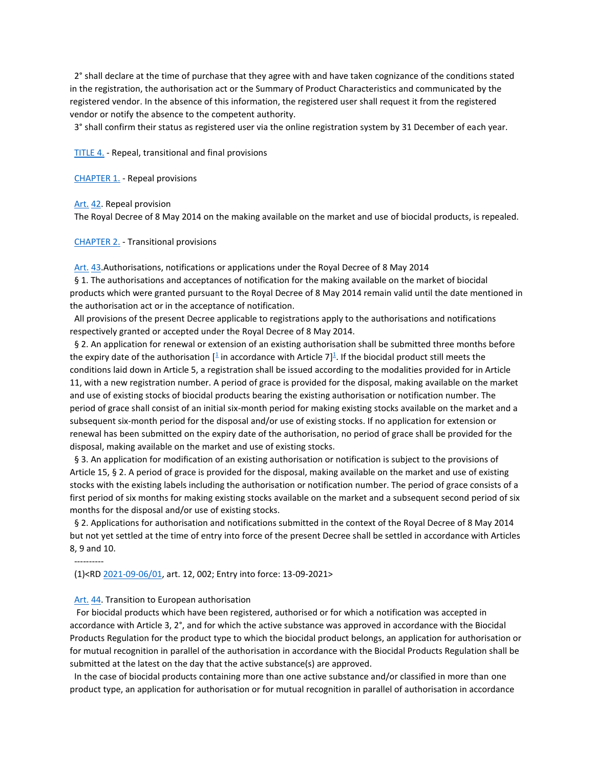2° shall declare at the time of purchase that they agree with and have taken cognizance of the conditions stated in the registration, the authorisation act or the Summary of Product Characteristics and communicated by the registered vendor. In the absence of this information, the registered user shall request it from the registered vendor or notify the absence to the competent authority.

3° shall confirm their status as registered user via the online registration system by 31 December of each year.

## TITLE 4. - Repeal, transitional and final provisions

### CHAPTER 1. - Repeal provisions

**Art. 42**. Repeal provision

The Royal Decree of 8 May 2014 on the making available on the market and use of biocidal products, is repealed.

### CHAPTER 2. - Transitional provisions

**Art. 43**.Authorisations, notifications or applications under the Royal Decree of 8 May 2014

§ 1. The authorisations and acceptances of notification for the making available on the market of biocidal products which were granted pursuant to the Royal Decree of 8 May 2014 remain valid until the date mentioned in the authorisation act or in the acceptance of notification.

All provisions of the present Decree applicable to registrations apply to the authorisations and notifications respectively granted or accepted under the Royal Decree of 8 May 2014.

§ 2. An application for renewal or extension of an existing authorisation shall be submitted three months before the expiry date of the authorisation [[1] in accordance with Article 7][1]. If the biocidal product still meets the conditions laid down in Article 5, a registration shall be issued according to the modalities provided for in Article 11, with a new registration number. A period of grace is provided for the disposal, making available on the market and use of existing stocks of biocidal products bearing the existing authorisation or notification number. The period of grace shall consist of an initial six-month period for making existing stocks available on the market and a subsequent six-month period for the disposal and/or use of existing stocks. If no application for extension or renewal has been submitted on the expiry date of the authorisation, no period of grace shall be provided for the disposal, making available on the market and use of existing stocks.

§ 3. An application for modification of an existing authorisation or notification is subject to the provisions of Article 15, § 2. A period of grace is provided for the disposal, making available on the market and use of existing stocks with the existing labels including the authorisation or notification number. The period of grace consists of a first period of six months for making existing stocks available on the market and a subsequent second period of six months for the disposal and/or use of existing stocks.

§ 2. Applications for authorisation and notifications submitted in the context of the Royal Decree of 8 May 2014 but not yet settled at the time of entry into force of the present Decree shall be settled in accordance with Articles 8, 9 and 10.

----------

(1)<RD 2021-09-06/01, art. 12, 002; Entry into force: 13-09-2021>

**Art. 44**. Transition to European authorisation

For biocidal products which have been registered, authorised or for which a notification was accepted in accordance with Article 3, 2°, and for which the active substance was approved in accordance with the Biocidal Products Regulation for the product type to which the biocidal product belongs, an application for authorisation or for mutual recognition in parallel of the authorisation in accordance with the Biocidal Products Regulation shall be submitted at the latest on the day that the active substance(s) are approved.

In the case of biocidal products containing more than one active substance and/or classified in more than one product type, an application for authorisation or for mutual recognition in parallel of authorisation in accordance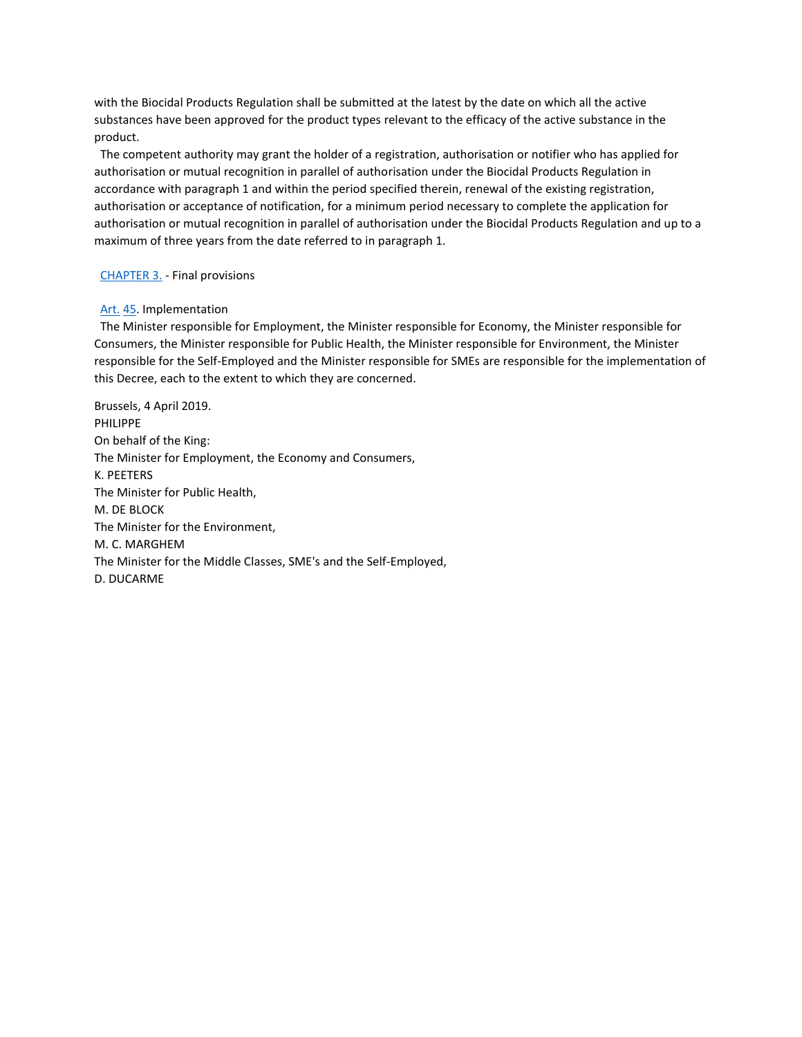with the Biocidal Products Regulation shall be submitted at the latest by the date on which all the active substances have been approved for the product types relevant to the efficacy of the active substance in the product.

The competent authority may grant the holder of a registration, authorisation or notifier who has applied for authorisation or mutual recognition in parallel of authorisation under the Biocidal Products Regulation in accordance with paragraph 1 and within the period specified therein, renewal of the existing registration, authorisation or acceptance of notification, for a minimum period necessary to complete the application for authorisation or mutual recognition in parallel of authorisation under the Biocidal Products Regulation and up to a maximum of three years from the date referred to in paragraph 1.

CHAPTER 3. - Final provisions

Art. 45. Implementation

The Minister responsible for Employment, the Minister responsible for Economy, the Minister responsible for Consumers, the Minister responsible for Public Health, the Minister responsible for Environment, the Minister responsible for the Self-Employed and the Minister responsible for SMEs are responsible for the implementation of this Decree, each to the extent to which they are concerned.

Brussels, 4 April 2019.
PHILIPPE
On behalf of the King:
The Minister for Employment, the Economy and Consumers,
K. PEETERS
The Minister for Public Health,
M. DE BLOCK
The Minister for the Environment,
M. C. MARGHEM
The Minister for the Middle Classes, SME's and the Self-Employed,
D. DUCARME